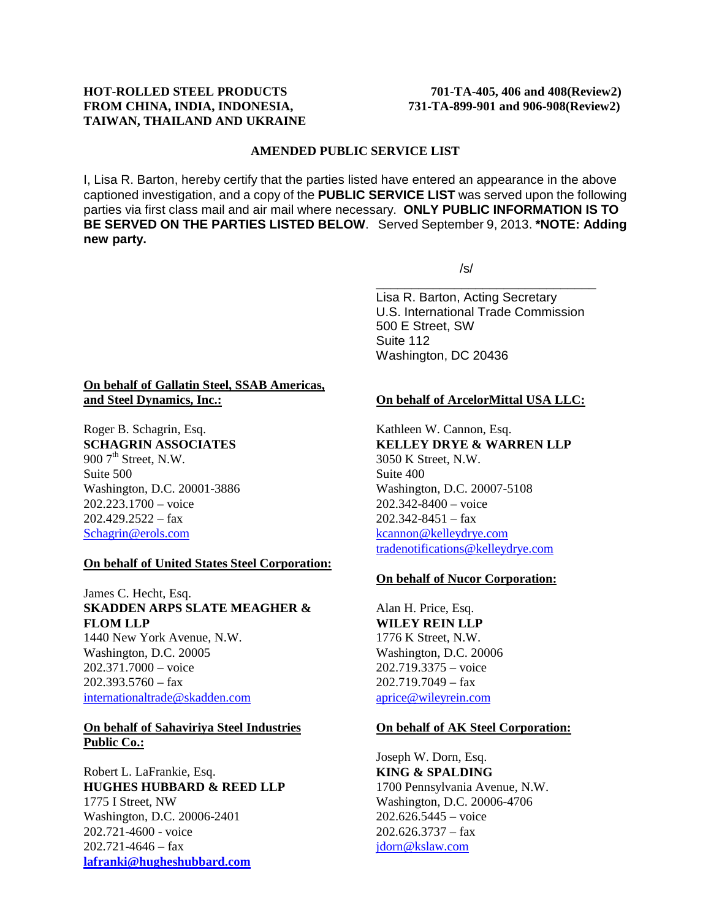**HOT-ROLLED STEEL PRODUCTS FROM CHINA, INDIA, INDONESIA, TAIWAN, THAILAND AND UKRAINE**

**701-TA-405, 406 and 408(Review2)**
**731-TA-899-901 and 906-908(Review2)**

**AMENDED PUBLIC SERVICE LIST**

I, Lisa R. Barton, hereby certify that the parties listed have entered an appearance in the above captioned investigation, and a copy of the **PUBLIC SERVICE LIST** was served upon the following parties via first class mail and air mail where necessary. **ONLY PUBLIC INFORMATION IS TO BE SERVED ON THE PARTIES LISTED BELOW**. Served September 9, 2013. ***NOTE: Adding new party.**

/s/

Lisa R. Barton, Acting Secretary
U.S. International Trade Commission
500 E Street, SW
Suite 112
Washington, DC 20436

**On behalf of Gallatin Steel, SSAB Americas, and Steel Dynamics, Inc.:**

Roger B. Schagrin, Esq.
**SCHAGRIN ASSOCIATES**
900 7th Street, N.W.
Suite 500
Washington, D.C. 20001-3886
202.223.1700 – voice
202.429.2522 – fax
Schagrin@erols.com

**On behalf of United States Steel Corporation:**

James C. Hecht, Esq.
**SKADDEN ARPS SLATE MEAGHER & FLOM LLP**
1440 New York Avenue, N.W.
Washington, D.C. 20005
202.371.7000 – voice
202.393.5760 – fax
internationaltrade@skadden.com

**On behalf of Sahaviriya Steel Industries Public Co.:**

Robert L. LaFrankie, Esq.
**HUGHES HUBBARD & REED LLP**
1775 I Street, NW
Washington, D.C. 20006-2401
202.721-4600 - voice
202.721-4646 – fax
**lafranki@hugheshubbard.com**

**On behalf of ArcelorMittal USA LLC:**

Kathleen W. Cannon, Esq.
**KELLEY DRYE & WARREN LLP**
3050 K Street, N.W.
Suite 400
Washington, D.C. 20007-5108
202.342-8400 – voice
202.342-8451 – fax
kcannon@kelleydrye.com
tradenotifications@kelleydrye.com

**On behalf of Nucor Corporation:**

Alan H. Price, Esq.
**WILEY REIN LLP**
1776 K Street, N.W.
Washington, D.C. 20006
202.719.3375 – voice
202.719.7049 – fax
aprice@wileyrein.com

**On behalf of AK Steel Corporation:**

Joseph W. Dorn, Esq.
**KING & SPALDING**
1700 Pennsylvania Avenue, N.W.
Washington, D.C. 20006-4706
202.626.5445 – voice
202.626.3737 – fax
jdorn@kslaw.com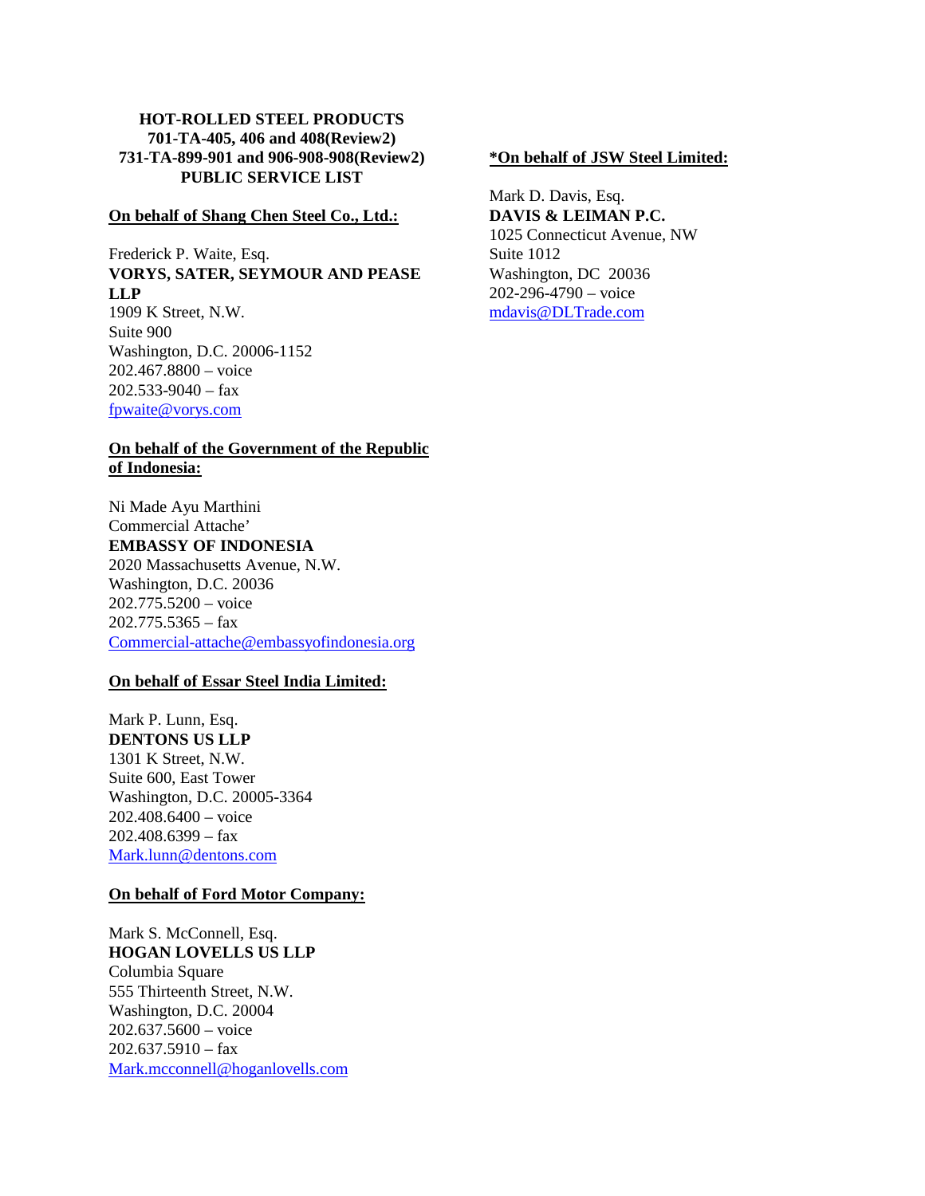**HOT-ROLLED STEEL PRODUCTS**
**701-TA-405, 406 and 408(Review2)**
**731-TA-899-901 and 906-908-908(Review2)**
**PUBLIC SERVICE LIST**

**On behalf of Shang Chen Steel Co., Ltd.:**

Frederick P. Waite, Esq.
**VORYS, SATER, SEYMOUR AND PEASE LLP**
1909 K Street, N.W.
Suite 900
Washington, D.C. 20006-1152
202.467.8800 – voice
202.533-9040 – fax
fpwaite@vorys.com

**On behalf of the Government of the Republic of Indonesia:**

Ni Made Ayu Marthini
Commercial Attache'
**EMBASSY OF INDONESIA**
2020 Massachusetts Avenue, N.W.
Washington, D.C. 20036
202.775.5200 – voice
202.775.5365 – fax
Commercial-attache@embassyofindonesia.org

**On behalf of Essar Steel India Limited:**

Mark P. Lunn, Esq.
**DENTONS US LLP**
1301 K Street, N.W.
Suite 600, East Tower
Washington, D.C. 20005-3364
202.408.6400 – voice
202.408.6399 – fax
Mark.lunn@dentons.com

**On behalf of Ford Motor Company:**

Mark S. McConnell, Esq.
**HOGAN LOVELLS US LLP**
Columbia Square
555 Thirteenth Street, N.W.
Washington, D.C. 20004
202.637.5600 – voice
202.637.5910 – fax
Mark.mcconnell@hoganlovells.com

**\*On behalf of JSW Steel Limited:**

Mark D. Davis, Esq.
**DAVIS & LEIMAN P.C.**
1025 Connecticut Avenue, NW
Suite 1012
Washington, DC 20036
202-296-4790 – voice
mdavis@DLTrade.com